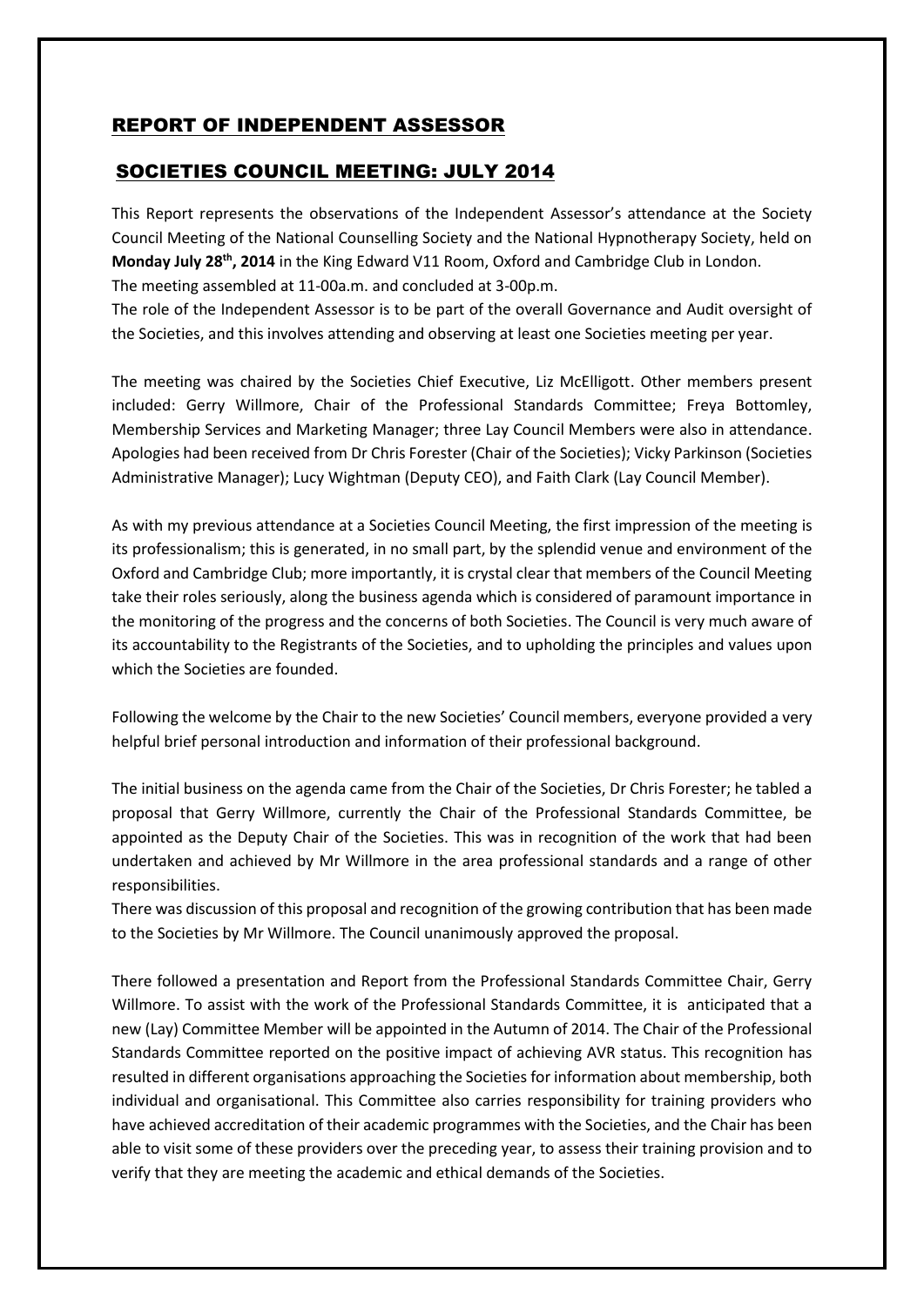## REPORT OF INDEPENDENT ASSESSOR

## SOCIETIES COUNCIL MEETING: JULY 2014

This Report represents the observations of the Independent Assessor's attendance at the Society Council Meeting of the National Counselling Society and the National Hypnotherapy Society, held on **Monday July 28th, 2014** in the King Edward V11 Room, Oxford and Cambridge Club in London.
The meeting assembled at 11-00a.m. and concluded at 3-00p.m.
The role of the Independent Assessor is to be part of the overall Governance and Audit oversight of the Societies, and this involves attending and observing at least one Societies meeting per year.

The meeting was chaired by the Societies Chief Executive, Liz McElligott. Other members present included: Gerry Willmore, Chair of the Professional Standards Committee; Freya Bottomley, Membership Services and Marketing Manager; three Lay Council Members were also in attendance. Apologies had been received from Dr Chris Forester (Chair of the Societies); Vicky Parkinson (Societies Administrative Manager); Lucy Wightman (Deputy CEO), and Faith Clark (Lay Council Member).

As with my previous attendance at a Societies Council Meeting, the first impression of the meeting is its professionalism; this is generated, in no small part, by the splendid venue and environment of the Oxford and Cambridge Club; more importantly, it is crystal clear that members of the Council Meeting take their roles seriously, along the business agenda which is considered of paramount importance in the monitoring of the progress and the concerns of both Societies. The Council is very much aware of its accountability to the Registrants of the Societies, and to upholding the principles and values upon which the Societies are founded.

Following the welcome by the Chair to the new Societies' Council members, everyone provided a very helpful brief personal introduction and information of their professional background.

The initial business on the agenda came from the Chair of the Societies, Dr Chris Forester; he tabled a proposal that Gerry Willmore, currently the Chair of the Professional Standards Committee, be appointed as the Deputy Chair of the Societies. This was in recognition of the work that had been undertaken and achieved by Mr Willmore in the area professional standards and a range of other responsibilities.
There was discussion of this proposal and recognition of the growing contribution that has been made to the Societies by Mr Willmore. The Council unanimously approved the proposal.

There followed a presentation and Report from the Professional Standards Committee Chair, Gerry Willmore. To assist with the work of the Professional Standards Committee, it is anticipated that a new (Lay) Committee Member will be appointed in the Autumn of 2014. The Chair of the Professional Standards Committee reported on the positive impact of achieving AVR status. This recognition has resulted in different organisations approaching the Societies for information about membership, both individual and organisational. This Committee also carries responsibility for training providers who have achieved accreditation of their academic programmes with the Societies, and the Chair has been able to visit some of these providers over the preceding year, to assess their training provision and to verify that they are meeting the academic and ethical demands of the Societies.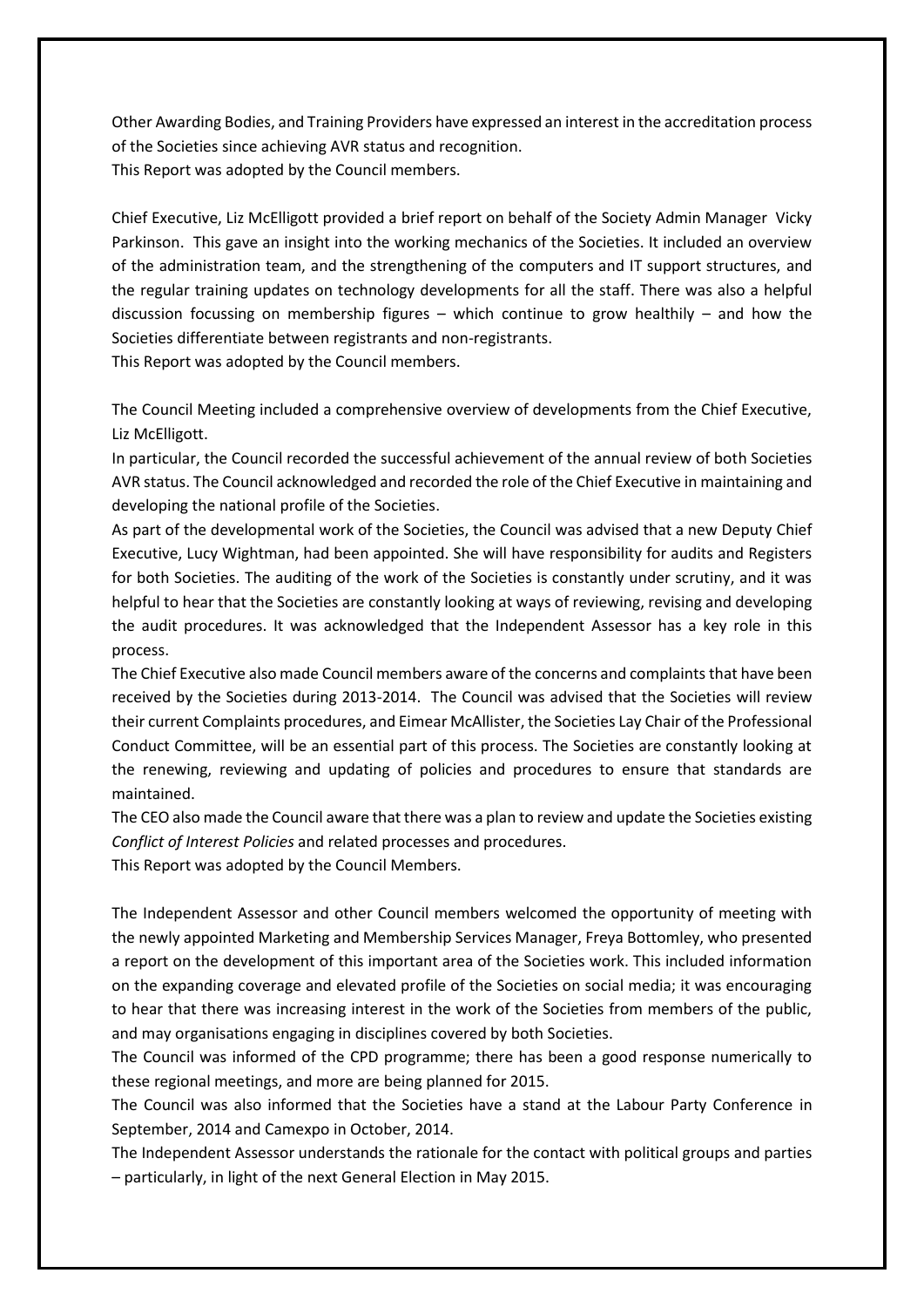Other Awarding Bodies, and Training Providers have expressed an interest in the accreditation process of the Societies since achieving AVR status and recognition.
This Report was adopted by the Council members.

Chief Executive, Liz McElligott provided a brief report on behalf of the Society Admin Manager Vicky Parkinson. This gave an insight into the working mechanics of the Societies. It included an overview of the administration team, and the strengthening of the computers and IT support structures, and the regular training updates on technology developments for all the staff. There was also a helpful discussion focussing on membership figures – which continue to grow healthily – and how the Societies differentiate between registrants and non-registrants.
This Report was adopted by the Council members.

The Council Meeting included a comprehensive overview of developments from the Chief Executive, Liz McElligott.
In particular, the Council recorded the successful achievement of the annual review of both Societies AVR status. The Council acknowledged and recorded the role of the Chief Executive in maintaining and developing the national profile of the Societies.
As part of the developmental work of the Societies, the Council was advised that a new Deputy Chief Executive, Lucy Wightman, had been appointed. She will have responsibility for audits and Registers for both Societies. The auditing of the work of the Societies is constantly under scrutiny, and it was helpful to hear that the Societies are constantly looking at ways of reviewing, revising and developing the audit procedures. It was acknowledged that the Independent Assessor has a key role in this process.
The Chief Executive also made Council members aware of the concerns and complaints that have been received by the Societies during 2013-2014. The Council was advised that the Societies will review their current Complaints procedures, and Eimear McAllister, the Societies Lay Chair of the Professional Conduct Committee, will be an essential part of this process. The Societies are constantly looking at the renewing, reviewing and updating of policies and procedures to ensure that standards are maintained.
The CEO also made the Council aware that there was a plan to review and update the Societies existing *Conflict of Interest Policies* and related processes and procedures.
This Report was adopted by the Council Members.

The Independent Assessor and other Council members welcomed the opportunity of meeting with the newly appointed Marketing and Membership Services Manager, Freya Bottomley, who presented a report on the development of this important area of the Societies work. This included information on the expanding coverage and elevated profile of the Societies on social media; it was encouraging to hear that there was increasing interest in the work of the Societies from members of the public, and may organisations engaging in disciplines covered by both Societies.
The Council was informed of the CPD programme; there has been a good response numerically to these regional meetings, and more are being planned for 2015.
The Council was also informed that the Societies have a stand at the Labour Party Conference in September, 2014 and Camexpo in October, 2014.
The Independent Assessor understands the rationale for the contact with political groups and parties – particularly, in light of the next General Election in May 2015.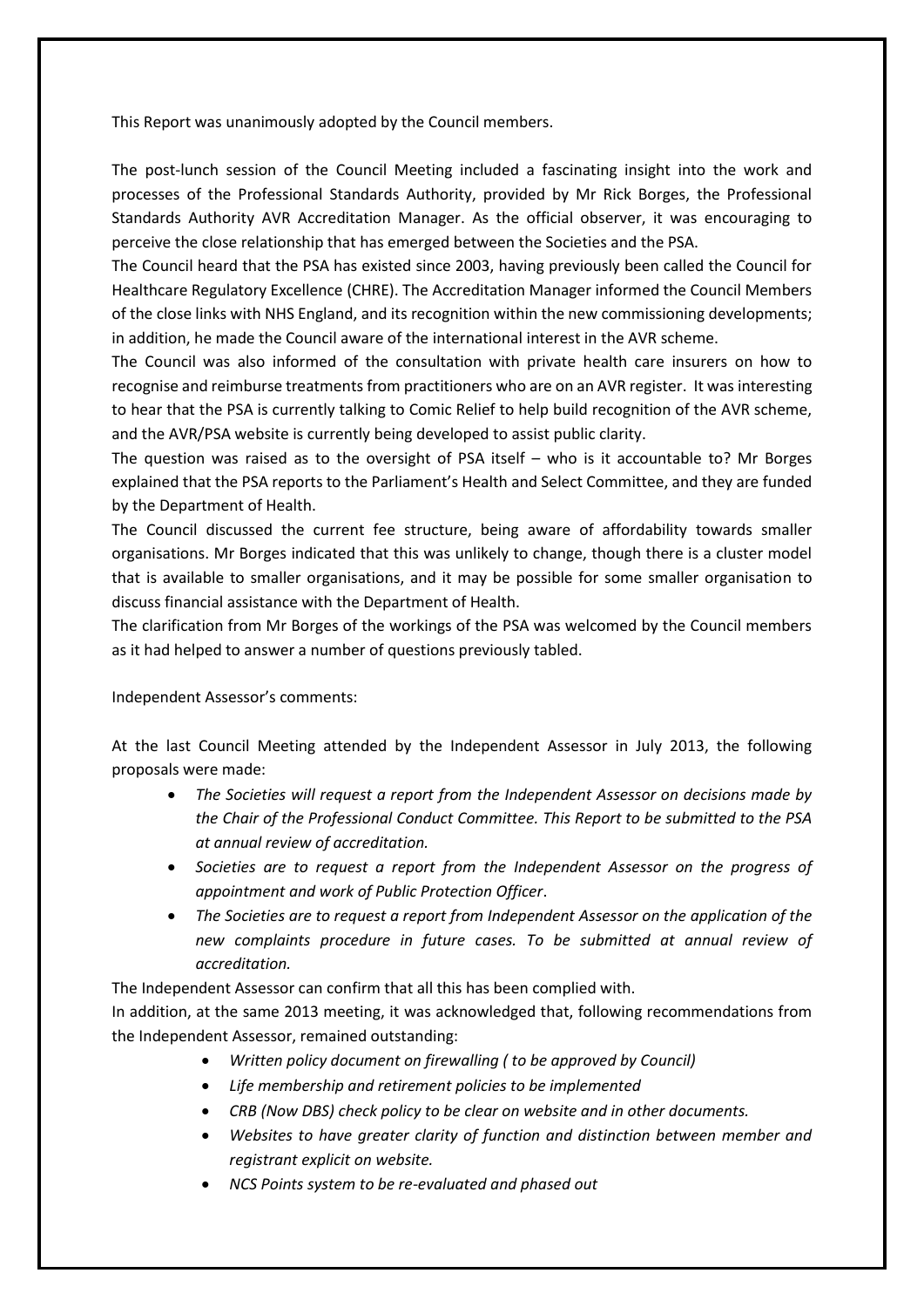This Report was unanimously adopted by the Council members.

The post-lunch session of the Council Meeting included a fascinating insight into the work and processes of the Professional Standards Authority, provided by Mr Rick Borges, the Professional Standards Authority AVR Accreditation Manager. As the official observer, it was encouraging to perceive the close relationship that has emerged between the Societies and the PSA.

The Council heard that the PSA has existed since 2003, having previously been called the Council for Healthcare Regulatory Excellence (CHRE). The Accreditation Manager informed the Council Members of the close links with NHS England, and its recognition within the new commissioning developments; in addition, he made the Council aware of the international interest in the AVR scheme.

The Council was also informed of the consultation with private health care insurers on how to recognise and reimburse treatments from practitioners who are on an AVR register. It was interesting to hear that the PSA is currently talking to Comic Relief to help build recognition of the AVR scheme, and the AVR/PSA website is currently being developed to assist public clarity.

The question was raised as to the oversight of PSA itself – who is it accountable to? Mr Borges explained that the PSA reports to the Parliament's Health and Select Committee, and they are funded by the Department of Health.

The Council discussed the current fee structure, being aware of affordability towards smaller organisations. Mr Borges indicated that this was unlikely to change, though there is a cluster model that is available to smaller organisations, and it may be possible for some smaller organisation to discuss financial assistance with the Department of Health.

The clarification from Mr Borges of the workings of the PSA was welcomed by the Council members as it had helped to answer a number of questions previously tabled.

Independent Assessor's comments:

At the last Council Meeting attended by the Independent Assessor in July 2013, the following proposals were made:

- *The Societies will request a report from the Independent Assessor on decisions made by the Chair of the Professional Conduct Committee. This Report to be submitted to the PSA at annual review of accreditation.*
- *Societies are to request a report from the Independent Assessor on the progress of appointment and work of Public Protection Officer*.
- *The Societies are to request a report from Independent Assessor on the application of the new complaints procedure in future cases. To be submitted at annual review of accreditation.*

The Independent Assessor can confirm that all this has been complied with.

In addition, at the same 2013 meeting, it was acknowledged that, following recommendations from the Independent Assessor, remained outstanding:

- *Written policy document on firewalling ( to be approved by Council)*
- *Life membership and retirement policies to be implemented*
- *CRB (Now DBS) check policy to be clear on website and in other documents.*
- *Websites to have greater clarity of function and distinction between member and registrant explicit on website.*
- *NCS Points system to be re-evaluated and phased out*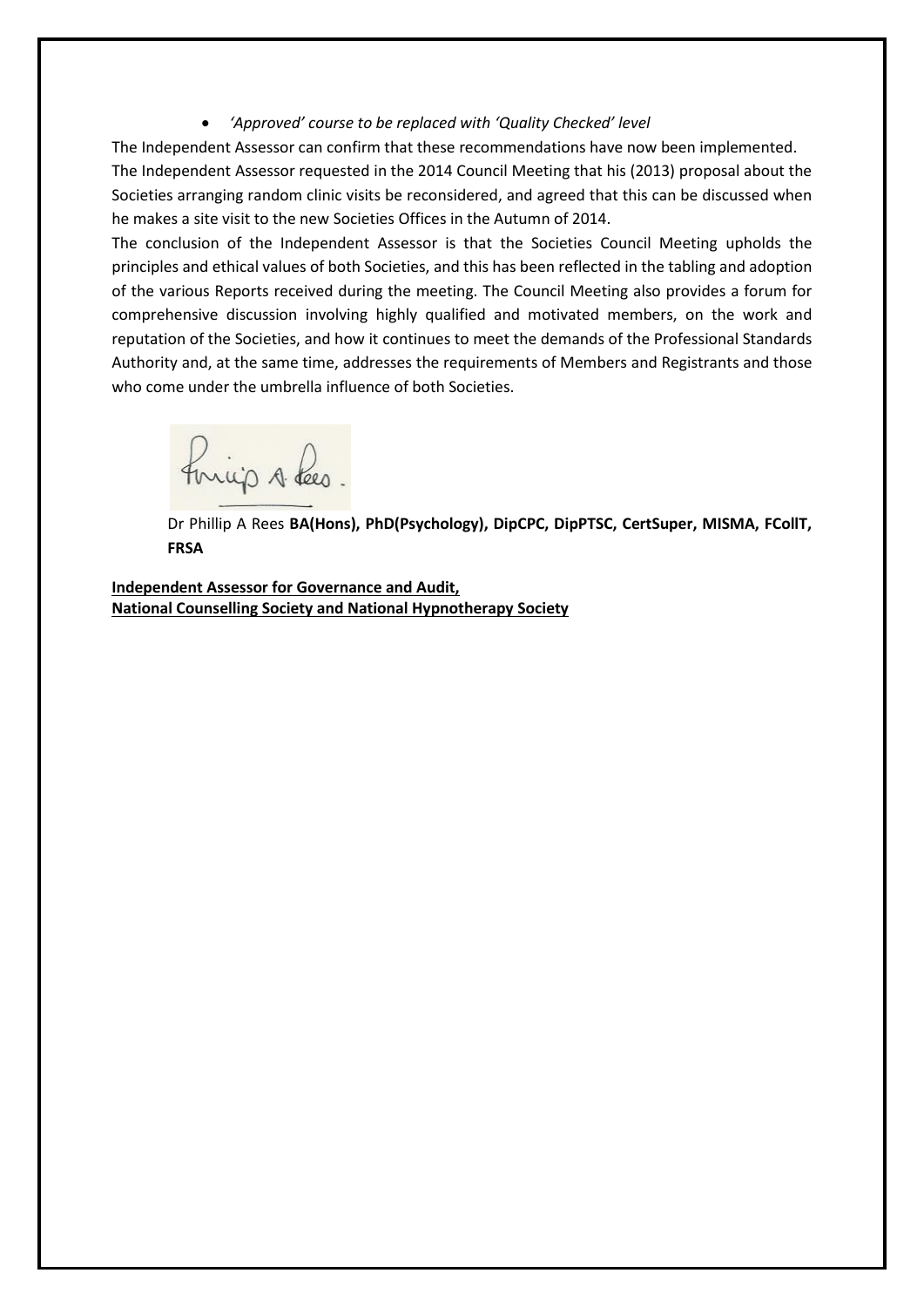- *'Approved' course to be replaced with 'Quality Checked' level*

The Independent Assessor can confirm that these recommendations have now been implemented.

The Independent Assessor requested in the 2014 Council Meeting that his (2013) proposal about the Societies arranging random clinic visits be reconsidered, and agreed that this can be discussed when he makes a site visit to the new Societies Offices in the Autumn of 2014.

The conclusion of the Independent Assessor is that the Societies Council Meeting upholds the principles and ethical values of both Societies, and this has been reflected in the tabling and adoption of the various Reports received during the meeting. The Council Meeting also provides a forum for comprehensive discussion involving highly qualified and motivated members, on the work and reputation of the Societies, and how it continues to meet the demands of the Professional Standards Authority and, at the same time, addresses the requirements of Members and Registrants and those who come under the umbrella influence of both Societies.

Phillip A Rees.

Dr Phillip A Rees **BA(Hons), PhD(Psychology), DipCPC, DipPTSC, CertSuper, MISMA, FCollT, FRSA**

**Independent Assessor for Governance and Audit,**
**National Counselling Society and National Hypnotherapy Society**